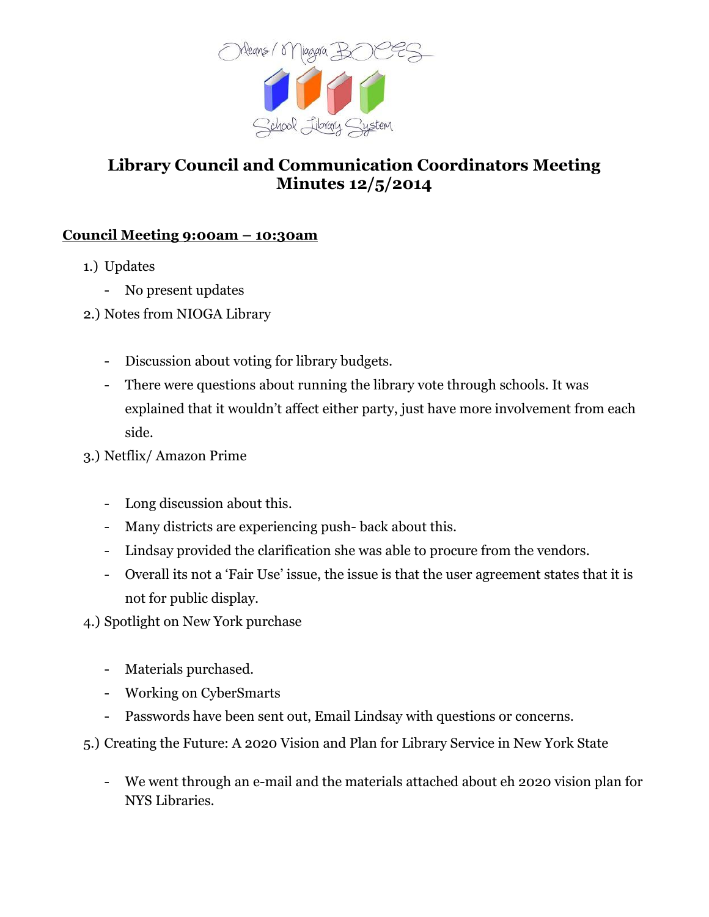# Library Council and Communication Coordinators Meeting Minutes 12/5/2014

## Council Meeting 9:00am – 10:30am

1.) Updates

- No present updates

2.) Notes from NIOGA Library

- Discussion about voting for library budgets.
- There were questions about running the library vote through schools. It was explained that it wouldn't affect either party, just have more involvement from each side.

3.) Netflix/ Amazon Prime

- Long discussion about this.
- Many districts are experiencing push- back about this.
- Lindsay provided the clarification she was able to procure from the vendors.
- Overall its not a 'Fair Use' issue, the issue is that the user agreement states that it is not for public display.

4.) Spotlight on New York purchase

- Materials purchased.
- Working on CyberSmarts
- Passwords have been sent out, Email Lindsay with questions or concerns.

5.) Creating the Future: A 2020 Vision and Plan for Library Service in New York State

- We went through an e-mail and the materials attached about eh 2020 vision plan for NYS Libraries.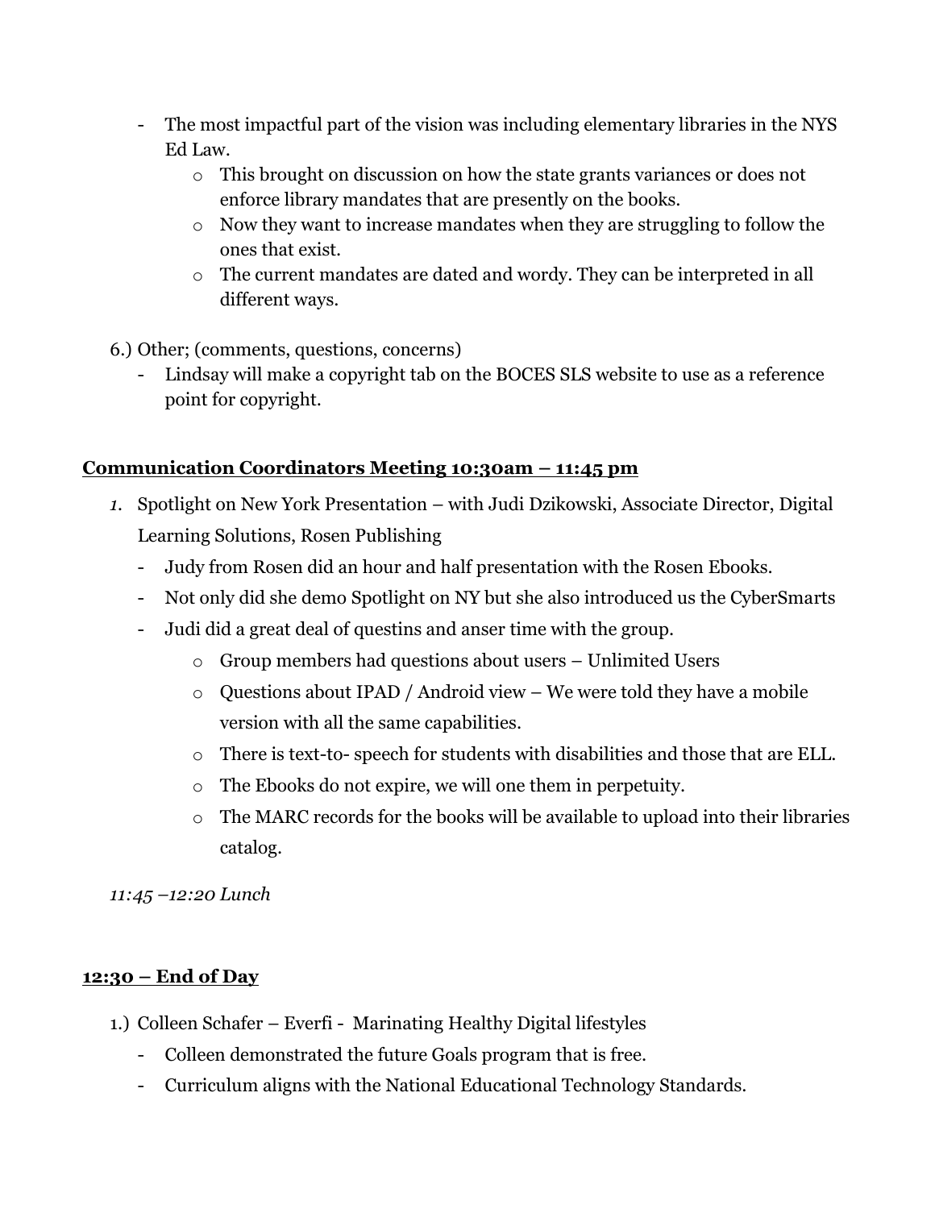- The most impactful part of the vision was including elementary libraries in the NYS Ed Law.
    - This brought on discussion on how the state grants variances or does not enforce library mandates that are presently on the books.
    - Now they want to increase mandates when they are struggling to follow the ones that exist.
    - The current mandates are dated and wordy. They can be interpreted in all different ways.

6.) Other; (comments, questions, concerns)
- Lindsay will make a copyright tab on the BOCES SLS website to use as a reference point for copyright.

**<u>Communication Coordinators Meeting 10:30am – 11:45 pm</u>**

1. Spotlight on New York Presentation – with Judi Dzikowski, Associate Director, Digital Learning Solutions, Rosen Publishing
    - Judy from Rosen did an hour and half presentation with the Rosen Ebooks.
    - Not only did she demo Spotlight on NY but she also introduced us the CyberSmarts
    - Judi did a great deal of questins and anser time with the group.
        - Group members had questions about users – Unlimited Users
        - Questions about IPAD / Android view – We were told they have a mobile version with all the same capabilities.
        - There is text-to- speech for students with disabilities and those that are ELL.
        - The Ebooks do not expire, we will one them in perpetuity.
        - The MARC records for the books will be available to upload into their libraries catalog.

*11:45 –12:20 Lunch*

**<u>12:30 – End of Day</u>**

1.) Colleen Schafer – Everfi - Marinating Healthy Digital lifestyles
- Colleen demonstrated the future Goals program that is free.
- Curriculum aligns with the National Educational Technology Standards.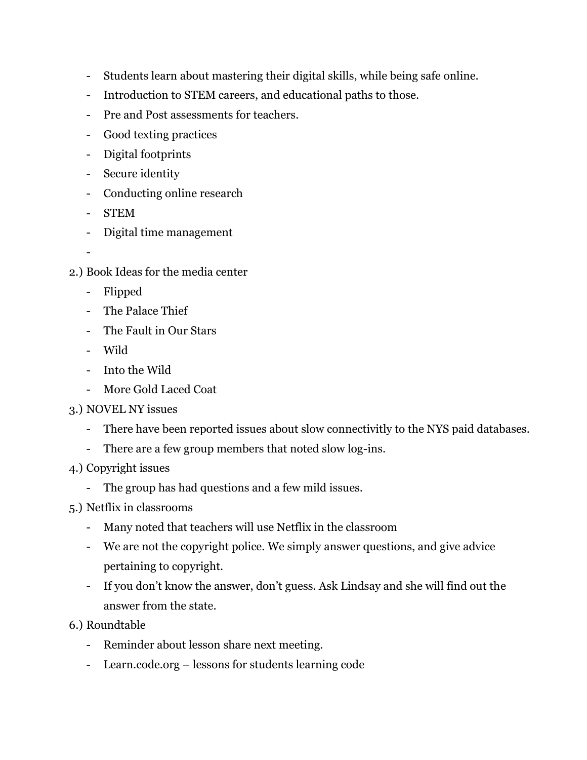- Students learn about mastering their digital skills, while being safe online.
- Introduction to STEM careers, and educational paths to those.
- Pre and Post assessments for teachers.
- Good texting practices
- Digital footprints
- Secure identity
- Conducting online research
- STEM
- Digital time management
- 

2.) Book Ideas for the media center

- Flipped
- The Palace Thief
- The Fault in Our Stars
- Wild
- Into the Wild
- More Gold Laced Coat

3.) NOVEL NY issues

- There have been reported issues about slow connectivitly to the NYS paid databases.
- There are a few group members that noted slow log-ins.

4.) Copyright issues

- The group has had questions and a few mild issues.

5.) Netflix in classrooms

- Many noted that teachers will use Netflix in the classroom
- We are not the copyright police. We simply answer questions, and give advice pertaining to copyright.
- If you don't know the answer, don't guess. Ask Lindsay and she will find out the answer from the state.

6.) Roundtable

- Reminder about lesson share next meeting.
- Learn.code.org – lessons for students learning code